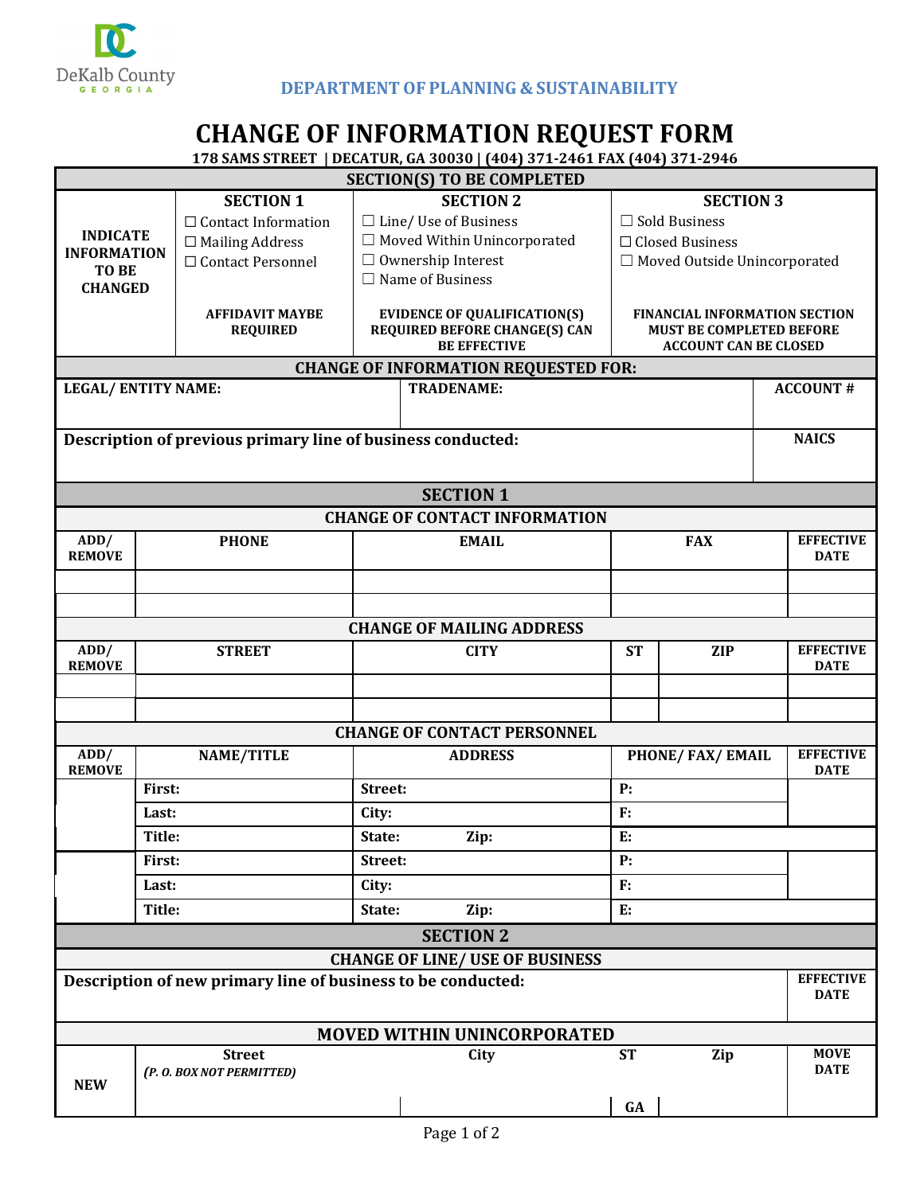DeKalb County GEORGIA

**DEPARTMENT OF PLANNING & SUSTAINABILITY**

# CHANGE OF INFORMATION REQUEST FORM

**178 SAMS STREET | DECATUR, GA 30030 | (404) 371-2461 FAX (404) 371-2946**

## SECTION(S) TO BE COMPLETED

| INDICATE INFORMATION TO BE CHANGED | SECTION 1 | SECTION 2 | SECTION 3 |
|---|---|---|---|
| | ☐ Contact Information<br>☐ Mailing Address<br>☐ Contact Personnel | ☐ Line/ Use of Business<br>☐ Moved Within Unincorporated<br>☐ Ownership Interest<br>☐ Name of Business | ☐ Sold Business<br>☐ Closed Business<br>☐ Moved Outside Unincorporated |
| | **AFFIDAVIT MAYBE REQUIRED** | **EVIDENCE OF QUALIFICATION(S) REQUIRED BEFORE CHANGE(S) CAN BE EFFECTIVE** | **FINANCIAL INFORMATION SECTION MUST BE COMPLETED BEFORE ACCOUNT CAN BE CLOSED** |

## CHANGE OF INFORMATION REQUESTED FOR:

| LEGAL/ ENTITY NAME: | TRADENAME: | ACCOUNT # |
|---|---|---|
| | | |

| Description of previous primary line of business conducted: | NAICS |
|---|---|
| | |

## SECTION 1

### CHANGE OF CONTACT INFORMATION

| ADD/ REMOVE | PHONE | EMAIL | FAX | EFFECTIVE DATE |
|---|---|---|---|---|
| | | | | |
| | | | | |

### CHANGE OF MAILING ADDRESS

| ADD/ REMOVE | STREET | CITY | ST | ZIP | EFFECTIVE DATE |
|---|---|---|---|---|---|
| | | | | | |
| | | | | | |

### CHANGE OF CONTACT PERSONNEL

| ADD/ REMOVE | NAME/TITLE | ADDRESS | PHONE/ FAX/ EMAIL | EFFECTIVE DATE |
|---|---|---|---|---|
| | First: | Street: | P: | |
| | Last: | City: | F: | |
| | Title: | State: Zip: | E: | |
| | First: | Street: | P: | |
| | Last: | City: | F: | |
| | Title: | State: Zip: | E: | |

## SECTION 2

### CHANGE OF LINE/ USE OF BUSINESS

| Description of new primary line of business to be conducted: | EFFECTIVE DATE |
|---|---|
| | |

### MOVED WITHIN UNINCORPORATED

| | Street *(P. O. BOX NOT PERMITTED)* | City | ST | Zip | MOVE DATE |
|---|---|---|---|---|---|
| **NEW** | | | GA | | |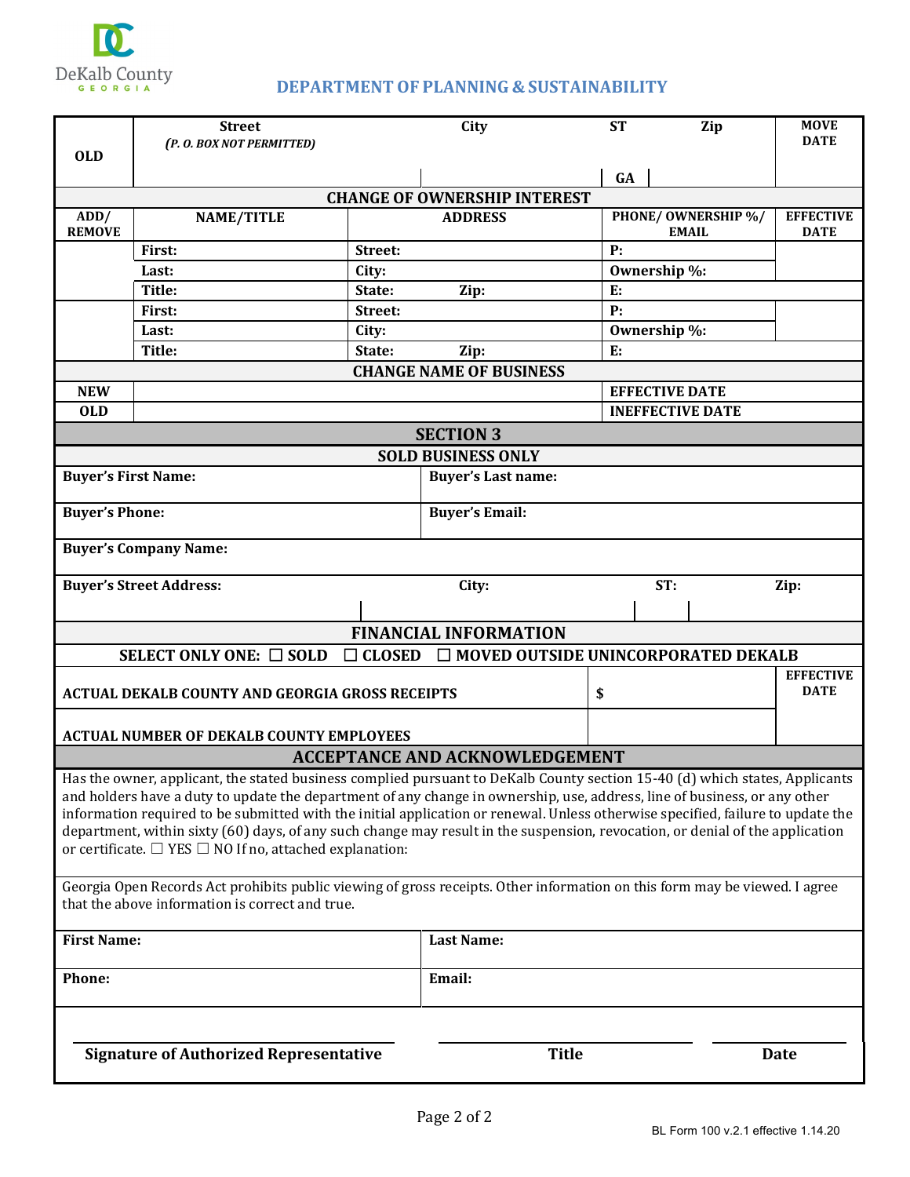DeKalb County GEORGIA

## DEPARTMENT OF PLANNING & SUSTAINABILITY

| | Street *(P. O. BOX NOT PERMITTED)* | City | ST | Zip | MOVE DATE |
|---|---|---|---|---|---|
| OLD | | | GA | | |

### CHANGE OF OWNERSHIP INTEREST

| ADD/ REMOVE | NAME/TITLE | ADDRESS | | PHONE/ OWNERSHIP %/ EMAIL | EFFECTIVE DATE |
|---|---|---|---|---|---|
| | First: | Street: | | P: | |
| | Last: | City: | | Ownership %: | |
| | Title: | State: | Zip: | E: | |
| | First: | Street: | | P: | |
| | Last: | City: | | Ownership %: | |
| | Title: | State: | Zip: | E: | |

### CHANGE NAME OF BUSINESS

| | | |
|---|---|---|
| NEW | | EFFECTIVE DATE |
| OLD | | INEFFECTIVE DATE |

## SECTION 3

### SOLD BUSINESS ONLY

| | | | |
|---|---|---|---|
| Buyer's First Name: | Buyer's Last name: | | |
| Buyer's Phone: | Buyer's Email: | | |
| Buyer's Company Name: | | | |
| Buyer's Street Address: | City: | ST: | Zip: |

### FINANCIAL INFORMATION

SELECT ONLY ONE: ☐ SOLD ☐ CLOSED ☐ MOVED OUTSIDE UNINCORPORATED DEKALB

| | | |
|---|---|---|
| ACTUAL DEKALB COUNTY AND GEORGIA GROSS RECEIPTS | $ | EFFECTIVE DATE |
| ACTUAL NUMBER OF DEKALB COUNTY EMPLOYEES | | |

### ACCEPTANCE AND ACKNOWLEDGEMENT

Has the owner, applicant, the stated business complied pursuant to DeKalb County section 15-40 (d) which states, Applicants and holders have a duty to update the department of any change in ownership, use, address, line of business, or any other information required to be submitted with the initial application or renewal. Unless otherwise specified, failure to update the department, within sixty (60) days, of any such change may result in the suspension, revocation, or denial of the application or certificate. ☐ YES ☐ NO If no, attached explanation:

Georgia Open Records Act prohibits public viewing of gross receipts. Other information on this form may be viewed. I agree that the above information is correct and true.

| | |
|---|---|
| First Name: | Last Name: |
| Phone: | Email: |

**Signature of Authorized Representative** **Title** **Date**

BL Form 100 v.2.1 effective 1.14.20